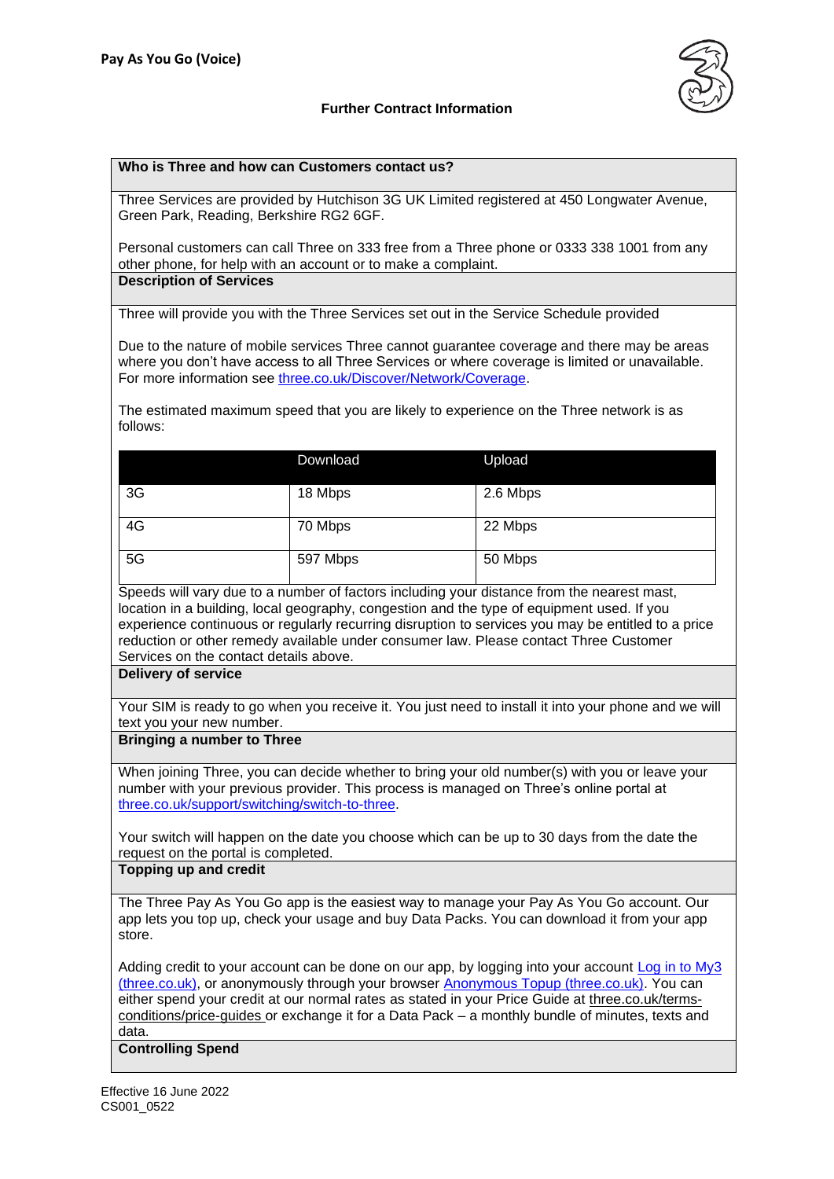**Pay As You Go (Voice)**

**Further Contract Information**

### Who is Three and how can Customers contact us?

Three Services are provided by Hutchison 3G UK Limited registered at 450 Longwater Avenue, Green Park, Reading, Berkshire RG2 6GF.

Personal customers can call Three on 333 free from a Three phone or 0333 338 1001 from any other phone, for help with an account or to make a complaint.

### Description of Services

Three will provide you with the Three Services set out in the Service Schedule provided

Due to the nature of mobile services Three cannot guarantee coverage and there may be areas where you don't have access to all Three Services or where coverage is limited or unavailable. For more information see [three.co.uk/Discover/Network/Coverage](three.co.uk/Discover/Network/Coverage).

The estimated maximum speed that you are likely to experience on the Three network is as follows:

| | Download | Upload |
|---|---|---|
| 3G | 18 Mbps | 2.6 Mbps |
| 4G | 70 Mbps | 22 Mbps |
| 5G | 597 Mbps | 50 Mbps |

Speeds will vary due to a number of factors including your distance from the nearest mast, location in a building, local geography, congestion and the type of equipment used. If you experience continuous or regularly recurring disruption to services you may be entitled to a price reduction or other remedy available under consumer law. Please contact Three Customer Services on the contact details above.

### Delivery of service

Your SIM is ready to go when you receive it. You just need to install it into your phone and we will text you your new number.

### Bringing a number to Three

When joining Three, you can decide whether to bring your old number(s) with you or leave your number with your previous provider. This process is managed on Three's online portal at [three.co.uk/support/switching/switch-to-three](three.co.uk/support/switching/switch-to-three).

Your switch will happen on the date you choose which can be up to 30 days from the date the request on the portal is completed.

### Topping up and credit

The Three Pay As You Go app is the easiest way to manage your Pay As You Go account. Our app lets you top up, check your usage and buy Data Packs. You can download it from your app store.

Adding credit to your account can be done on our app, by logging into your account [Log in to My3 (three.co.uk)](three.co.uk), or anonymously through your browser [Anonymous Topup (three.co.uk)](three.co.uk). You can either spend your credit at our normal rates as stated in your Price Guide at three.co.uk/terms-conditions/price-guides or exchange it for a Data Pack – a monthly bundle of minutes, texts and data.

### Controlling Spend

Effective 16 June 2022
CS001_0522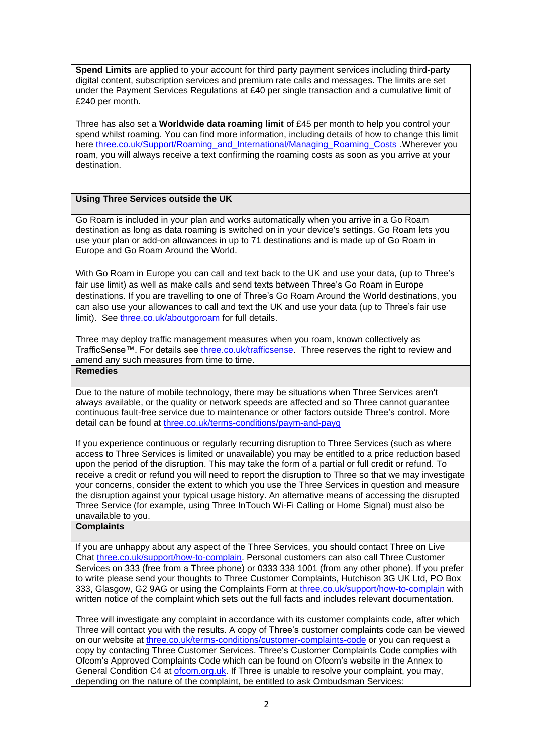**Spend Limits** are applied to your account for third party payment services including third-party digital content, subscription services and premium rate calls and messages. The limits are set under the Payment Services Regulations at £40 per single transaction and a cumulative limit of £240 per month.

Three has also set a **Worldwide data roaming limit** of £45 per month to help you control your spend whilst roaming. You can find more information, including details of how to change this limit here [three.co.uk/Support/Roaming_and_International/Managing_Roaming_Costs](three.co.uk/Support/Roaming_and_International/Managing_Roaming_Costs) .Wherever you roam, you will always receive a text confirming the roaming costs as soon as you arrive at your destination.

## Using Three Services outside the UK

Go Roam is included in your plan and works automatically when you arrive in a Go Roam destination as long as data roaming is switched on in your device's settings. Go Roam lets you use your plan or add-on allowances in up to 71 destinations and is made up of Go Roam in Europe and Go Roam Around the World.

With Go Roam in Europe you can call and text back to the UK and use your data, (up to Three's fair use limit) as well as make calls and send texts between Three's Go Roam in Europe destinations. If you are travelling to one of Three's Go Roam Around the World destinations, you can also use your allowances to call and text the UK and use your data (up to Three's fair use limit). See [three.co.uk/aboutgoroam](three.co.uk/aboutgoroam) for full details.

Three may deploy traffic management measures when you roam, known collectively as TrafficSense™. For details see [three.co.uk/trafficsense](three.co.uk/trafficsense). Three reserves the right to review and amend any such measures from time to time.

## Remedies

Due to the nature of mobile technology, there may be situations when Three Services aren't always available, or the quality or network speeds are affected and so Three cannot guarantee continuous fault-free service due to maintenance or other factors outside Three's control. More detail can be found at [three.co.uk/terms-conditions/paym-and-payg](three.co.uk/terms-conditions/paym-and-payg)

If you experience continuous or regularly recurring disruption to Three Services (such as where access to Three Services is limited or unavailable) you may be entitled to a price reduction based upon the period of the disruption. This may take the form of a partial or full credit or refund. To receive a credit or refund you will need to report the disruption to Three so that we may investigate your concerns, consider the extent to which you use the Three Services in question and measure the disruption against your typical usage history. An alternative means of accessing the disrupted Three Service (for example, using Three InTouch Wi-Fi Calling or Home Signal) must also be unavailable to you.

## Complaints

If you are unhappy about any aspect of the Three Services, you should contact Three on Live Chat [three.co.uk/support/how-to-complain](three.co.uk/support/how-to-complain). Personal customers can also call Three Customer Services on 333 (free from a Three phone) or 0333 338 1001 (from any other phone). If you prefer to write please send your thoughts to Three Customer Complaints, Hutchison 3G UK Ltd, PO Box 333, Glasgow, G2 9AG or using the Complaints Form at [three.co.uk/support/how-to-complain](three.co.uk/support/how-to-complain) with written notice of the complaint which sets out the full facts and includes relevant documentation.

Three will investigate any complaint in accordance with its customer complaints code, after which Three will contact you with the results. A copy of Three's customer complaints code can be viewed on our website at [three.co.uk/terms-conditions/customer-complaints-code](three.co.uk/terms-conditions/customer-complaints-code) or you can request a copy by contacting Three Customer Services. Three's Customer Complaints Code complies with Ofcom's Approved Complaints Code which can be found on Ofcom's website in the Annex to General Condition C4 at [ofcom.org.uk](ofcom.org.uk). If Three is unable to resolve your complaint, you may, depending on the nature of the complaint, be entitled to ask Ombudsman Services: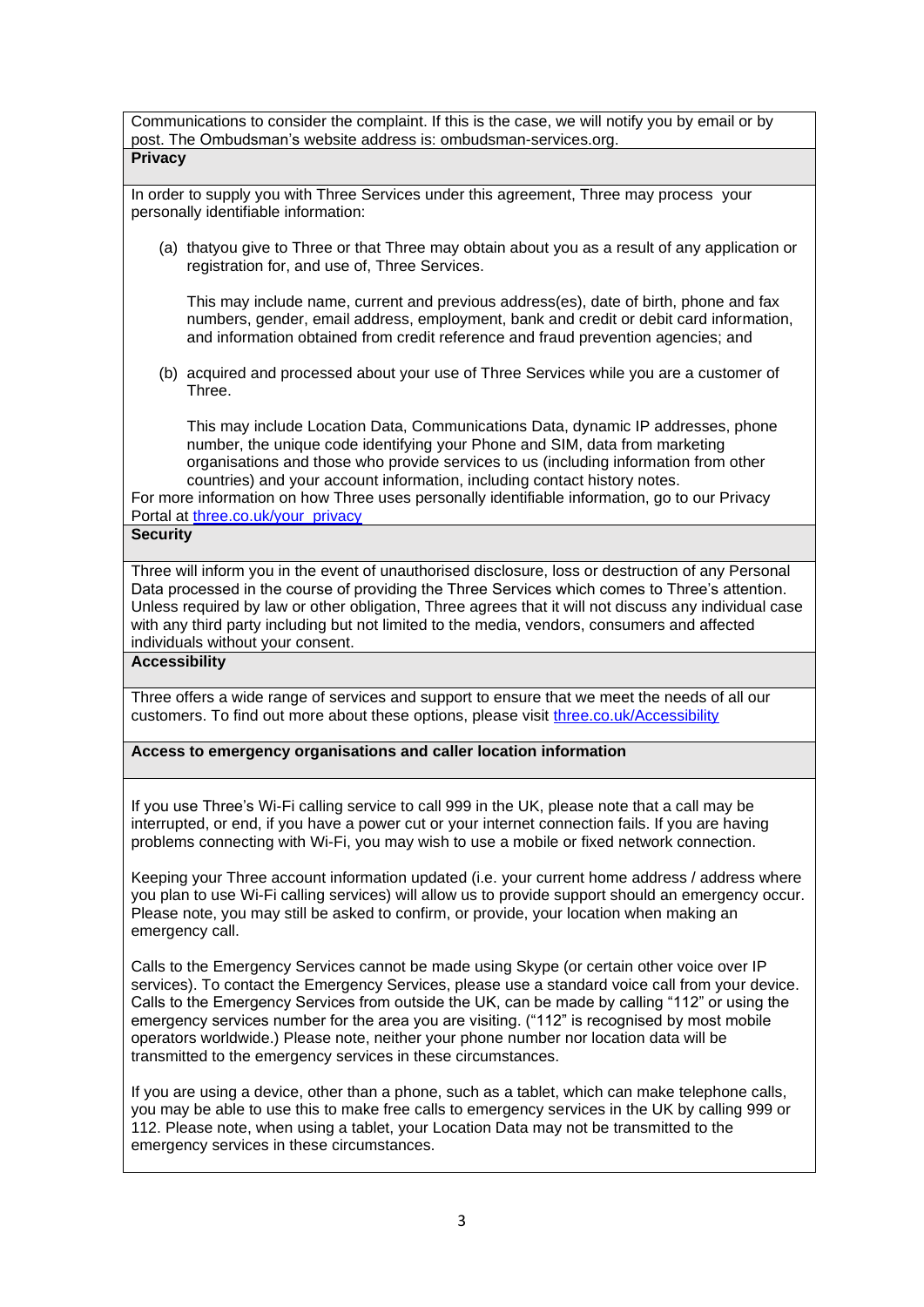Communications to consider the complaint. If this is the case, we will notify you by email or by post. The Ombudsman's website address is: ombudsman-services.org.

**Privacy**

In order to supply you with Three Services under this agreement, Three may process your personally identifiable information:

(a) thatyou give to Three or that Three may obtain about you as a result of any application or registration for, and use of, Three Services.

This may include name, current and previous address(es), date of birth, phone and fax numbers, gender, email address, employment, bank and credit or debit card information, and information obtained from credit reference and fraud prevention agencies; and

(b) acquired and processed about your use of Three Services while you are a customer of Three.

This may include Location Data, Communications Data, dynamic IP addresses, phone number, the unique code identifying your Phone and SIM, data from marketing organisations and those who provide services to us (including information from other countries) and your account information, including contact history notes.

For more information on how Three uses personally identifiable information, go to our Privacy Portal at three.co.uk/your_privacy

**Security**

Three will inform you in the event of unauthorised disclosure, loss or destruction of any Personal Data processed in the course of providing the Three Services which comes to Three's attention. Unless required by law or other obligation, Three agrees that it will not discuss any individual case with any third party including but not limited to the media, vendors, consumers and affected individuals without your consent.

**Accessibility**

Three offers a wide range of services and support to ensure that we meet the needs of all our customers. To find out more about these options, please visit three.co.uk/Accessibility

**Access to emergency organisations and caller location information**

If you use Three's Wi-Fi calling service to call 999 in the UK, please note that a call may be interrupted, or end, if you have a power cut or your internet connection fails. If you are having problems connecting with Wi-Fi, you may wish to use a mobile or fixed network connection.

Keeping your Three account information updated (i.e. your current home address / address where you plan to use Wi-Fi calling services) will allow us to provide support should an emergency occur. Please note, you may still be asked to confirm, or provide, your location when making an emergency call.

Calls to the Emergency Services cannot be made using Skype (or certain other voice over IP services). To contact the Emergency Services, please use a standard voice call from your device. Calls to the Emergency Services from outside the UK, can be made by calling "112" or using the emergency services number for the area you are visiting. ("112" is recognised by most mobile operators worldwide.) Please note, neither your phone number nor location data will be transmitted to the emergency services in these circumstances.

If you are using a device, other than a phone, such as a tablet, which can make telephone calls, you may be able to use this to make free calls to emergency services in the UK by calling 999 or 112. Please note, when using a tablet, your Location Data may not be transmitted to the emergency services in these circumstances.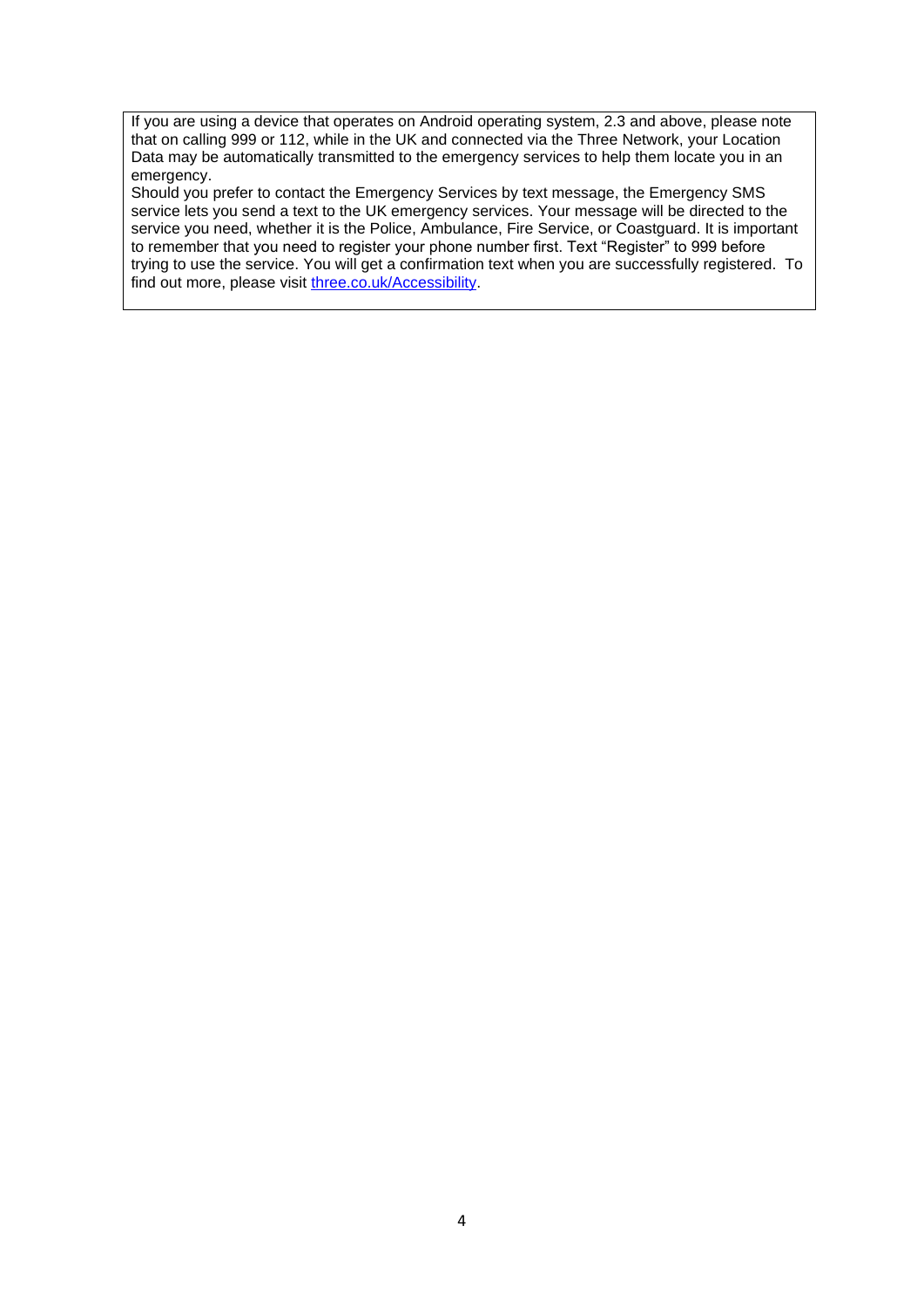If you are using a device that operates on Android operating system, 2.3 and above, please note that on calling 999 or 112, while in the UK and connected via the Three Network, your Location Data may be automatically transmitted to the emergency services to help them locate you in an emergency.

Should you prefer to contact the Emergency Services by text message, the Emergency SMS service lets you send a text to the UK emergency services. Your message will be directed to the service you need, whether it is the Police, Ambulance, Fire Service, or Coastguard. It is important to remember that you need to register your phone number first. Text "Register" to 999 before trying to use the service. You will get a confirmation text when you are successfully registered. To find out more, please visit [three.co.uk/Accessibility](three.co.uk/Accessibility).